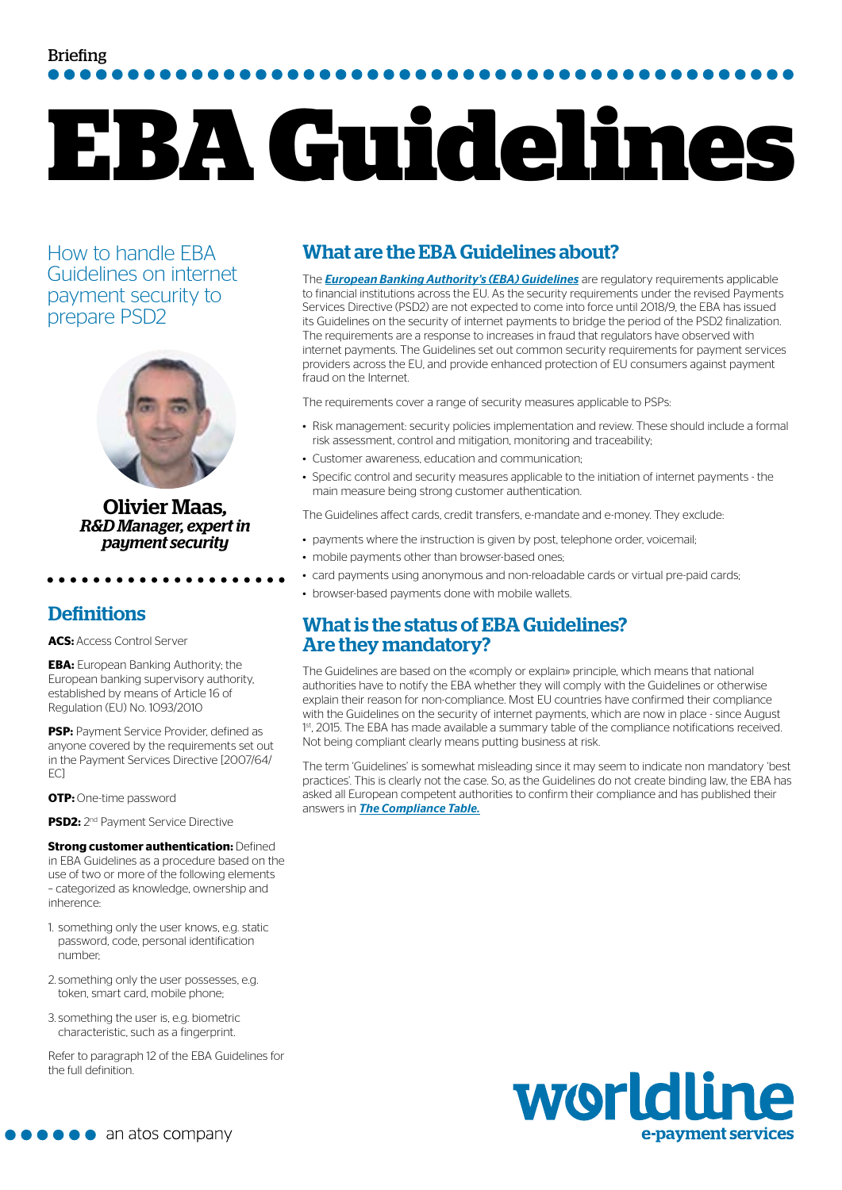Briefing

# EBA Guidelines

How to handle EBA Guidelines on internet payment security to prepare PSD2

**Olivier Maas,**
***R&D Manager, expert in payment security***

## Definitions

**ACS:** Access Control Server

**EBA:** European Banking Authority; the European banking supervisory authority, established by means of Article 16 of Regulation (EU) No. 1093/2010

**PSP:** Payment Service Provider, defined as anyone covered by the requirements set out in the Payment Services Directive [2007/64/EC]

**OTP:** One-time password

**PSD2:** 2nd Payment Service Directive

**Strong customer authentication:** Defined in EBA Guidelines as a procedure based on the use of two or more of the following elements – categorized as knowledge, ownership and inherence:

1. something only the user knows, e.g. static password, code, personal identification number;
2. something only the user possesses, e.g. token, smart card, mobile phone;
3. something the user is, e.g. biometric characteristic, such as a fingerprint.

Refer to paragraph 12 of the EBA Guidelines for the full definition.

## What are the EBA Guidelines about?

The ***European Banking Authority's (EBA) Guidelines*** are regulatory requirements applicable to financial institutions across the EU. As the security requirements under the revised Payments Services Directive (PSD2) are not expected to come into force until 2018/9, the EBA has issued its Guidelines on the security of internet payments to bridge the period of the PSD2 finalization. The requirements are a response to increases in fraud that regulators have observed with internet payments. The Guidelines set out common security requirements for payment services providers across the EU, and provide enhanced protection of EU consumers against payment fraud on the Internet.

The requirements cover a range of security measures applicable to PSPs:

- Risk management: security policies implementation and review. These should include a formal risk assessment, control and mitigation, monitoring and traceability;
- Customer awareness, education and communication;
- Specific control and security measures applicable to the initiation of internet payments - the main measure being strong customer authentication.

The Guidelines affect cards, credit transfers, e-mandate and e-money. They exclude:

- payments where the instruction is given by post, telephone order, voicemail;
- mobile payments other than browser-based ones;
- card payments using anonymous and non-reloadable cards or virtual pre-paid cards;
- browser-based payments done with mobile wallets.

## What is the status of EBA Guidelines? Are they mandatory?

The Guidelines are based on the «comply or explain» principle, which means that national authorities have to notify the EBA whether they will comply with the Guidelines or otherwise explain their reason for non-compliance. Most EU countries have confirmed their compliance with the Guidelines on the security of internet payments, which are now in place - since August 1st, 2015. The EBA has made available a summary table of the compliance notifications received. Not being compliant clearly means putting business at risk.

The term 'Guidelines' is somewhat misleading since it may seem to indicate non mandatory 'best practices'. This is clearly not the case. So, as the Guidelines do not create binding law, the EBA has asked all European competent authorities to confirm their compliance and has published their answers in ***The Compliance Table.***

worldline
e-payment services

an atos company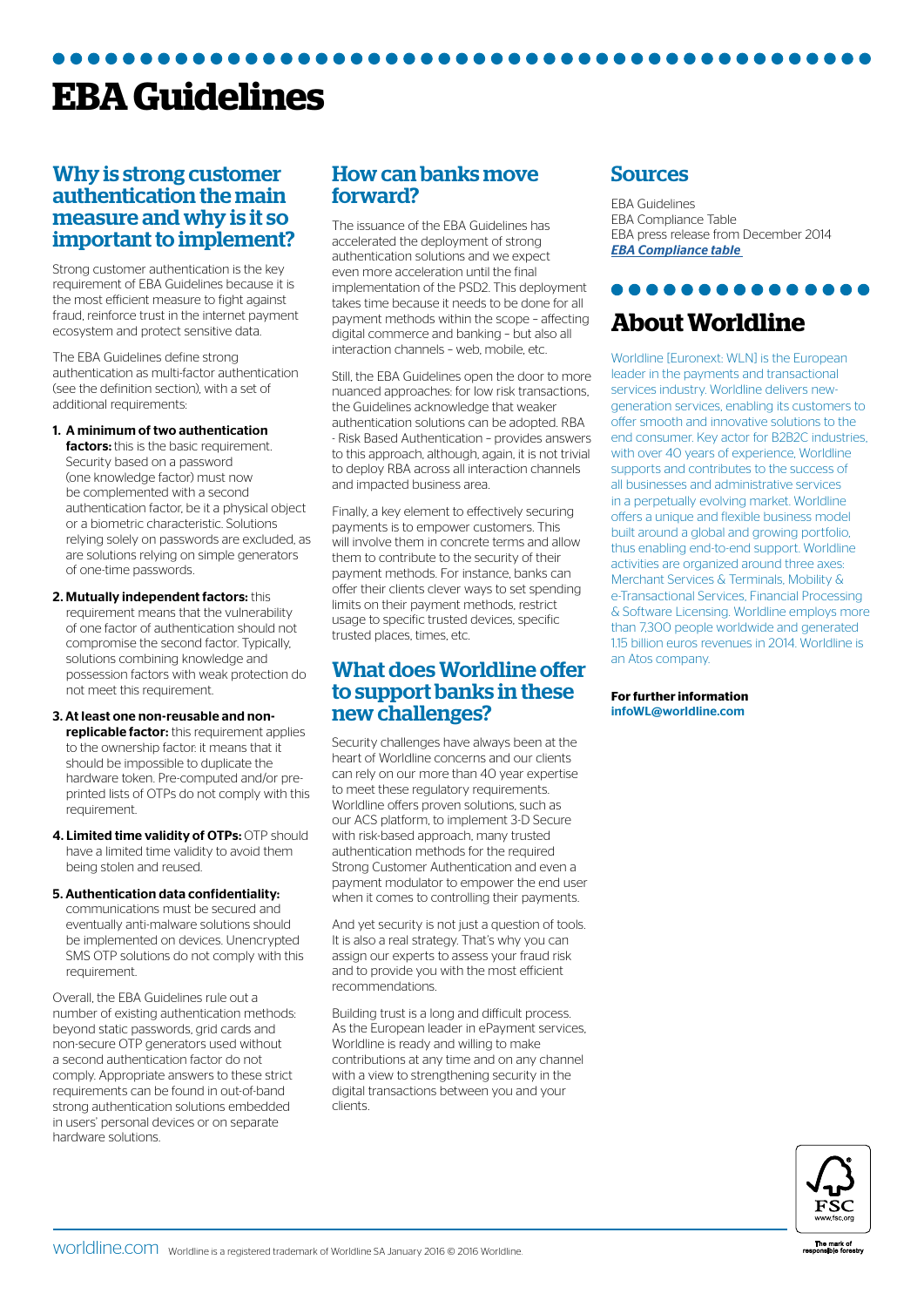# EBA Guidelines

## Why is strong customer authentication the main measure and why is it so important to implement?

Strong customer authentication is the key requirement of EBA Guidelines because it is the most efficient measure to fight against fraud, reinforce trust in the internet payment ecosystem and protect sensitive data.

The EBA Guidelines define strong authentication as multi-factor authentication (see the definition section), with a set of additional requirements:

1. **A minimum of two authentication factors:** this is the basic requirement. Security based on a password (one knowledge factor) must now be complemented with a second authentication factor, be it a physical object or a biometric characteristic. Solutions relying solely on passwords are excluded, as are solutions relying on simple generators of one-time passwords.
2. **Mutually independent factors:** this requirement means that the vulnerability of one factor of authentication should not compromise the second factor. Typically, solutions combining knowledge and possession factors with weak protection do not meet this requirement.
3. **At least one non-reusable and non-replicable factor:** this requirement applies to the ownership factor: it means that it should be impossible to duplicate the hardware token. Pre-computed and/or pre-printed lists of OTPs do not comply with this requirement.
4. **Limited time validity of OTPs:** OTP should have a limited time validity to avoid them being stolen and reused.
5. **Authentication data confidentiality:** communications must be secured and eventually anti-malware solutions should be implemented on devices. Unencrypted SMS OTP solutions do not comply with this requirement.

Overall, the EBA Guidelines rule out a number of existing authentication methods: beyond static passwords, grid cards and non-secure OTP generators used without a second authentication factor do not comply. Appropriate answers to these strict requirements can be found in out-of-band strong authentication solutions embedded in users' personal devices or on separate hardware solutions.

## How can banks move forward?

The issuance of the EBA Guidelines has accelerated the deployment of strong authentication solutions and we expect even more acceleration until the final implementation of the PSD2. This deployment takes time because it needs to be done for all payment methods within the scope – affecting digital commerce and banking – but also all interaction channels – web, mobile, etc.

Still, the EBA Guidelines open the door to more nuanced approaches: for low risk transactions, the Guidelines acknowledge that weaker authentication solutions can be adopted. RBA - Risk Based Authentication – provides answers to this approach, although, again, it is not trivial to deploy RBA across all interaction channels and impacted business area.

Finally, a key element to effectively securing payments is to empower customers. This will involve them in concrete terms and allow them to contribute to the security of their payment methods. For instance, banks can offer their clients clever ways to set spending limits on their payment methods, restrict usage to specific trusted devices, specific trusted places, times, etc.

## What does Worldline offer to support banks in these new challenges?

Security challenges have always been at the heart of Worldline concerns and our clients can rely on our more than 40 year expertise to meet these regulatory requirements. Worldline offers proven solutions, such as our ACS platform, to implement 3-D Secure with risk-based approach, many trusted authentication methods for the required Strong Customer Authentication and even a payment modulator to empower the end user when it comes to controlling their payments.

And yet security is not just a question of tools. It is also a real strategy. That's why you can assign our experts to assess your fraud risk and to provide you with the most efficient recommendations.

Building trust is a long and difficult process. As the European leader in ePayment services, Worldline is ready and willing to make contributions at any time and on any channel with a view to strengthening security in the digital transactions between you and your clients.

## Sources

EBA Guidelines
EBA Compliance Table
EBA press release from December 2014
***EBA Compliance table***

## About Worldline

Worldline [Euronext: WLN] is the European leader in the payments and transactional services industry. Worldline delivers new-generation services, enabling its customers to offer smooth and innovative solutions to the end consumer. Key actor for B2B2C industries, with over 40 years of experience, Worldline supports and contributes to the success of all businesses and administrative services in a perpetually evolving market. Worldline offers a unique and flexible business model built around a global and growing portfolio, thus enabling end-to-end support. Worldline activities are organized around three axes: Merchant Services & Terminals, Mobility & e-Transactional Services, Financial Processing & Software Licensing. Worldline employs more than 7,300 people worldwide and generated 1.15 billion euros revenues in 2014. Worldline is an Atos company.

**For further information**
**infoWL@worldline.com**

worldline.com Worldline is a registered trademark of Worldline SA January 2016 © 2016 Worldline.